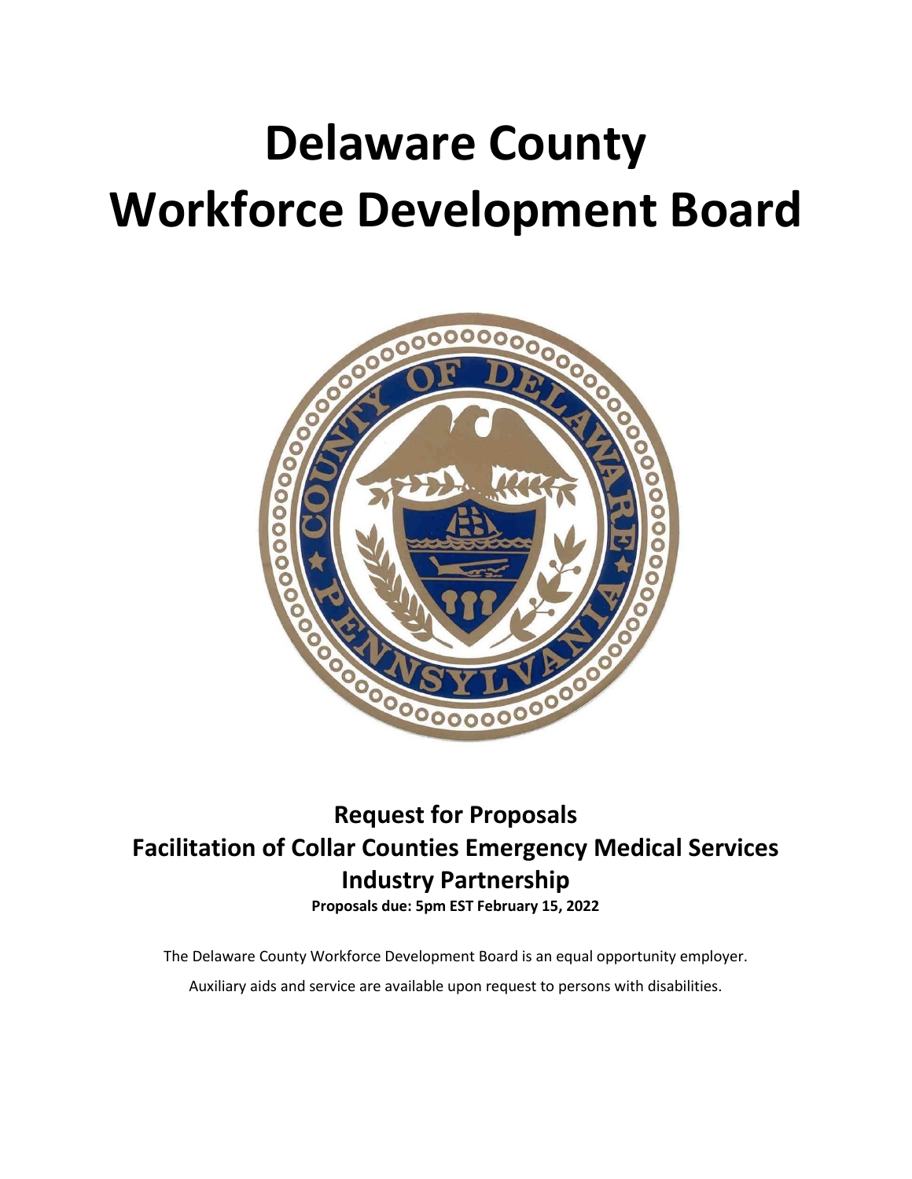# Delaware County Workforce Development Board

## Request for Proposals
## Facilitation of Collar Counties Emergency Medical Services Industry Partnership

**Proposals due: 5pm EST February 15, 2022**

The Delaware County Workforce Development Board is an equal opportunity employer.

Auxiliary aids and service are available upon request to persons with disabilities.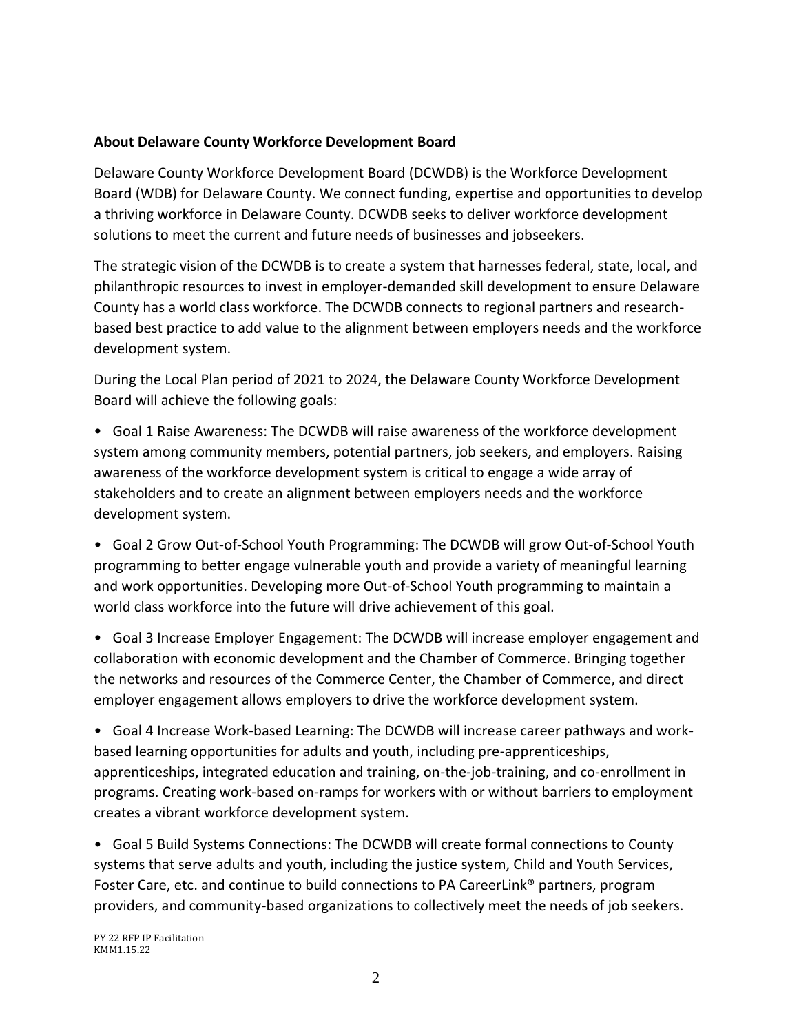**About Delaware County Workforce Development Board**

Delaware County Workforce Development Board (DCWDB) is the Workforce Development Board (WDB) for Delaware County. We connect funding, expertise and opportunities to develop a thriving workforce in Delaware County. DCWDB seeks to deliver workforce development solutions to meet the current and future needs of businesses and jobseekers.

The strategic vision of the DCWDB is to create a system that harnesses federal, state, local, and philanthropic resources to invest in employer-demanded skill development to ensure Delaware County has a world class workforce. The DCWDB connects to regional partners and research-based best practice to add value to the alignment between employers needs and the workforce development system.

During the Local Plan period of 2021 to 2024, the Delaware County Workforce Development Board will achieve the following goals:

- Goal 1 Raise Awareness: The DCWDB will raise awareness of the workforce development system among community members, potential partners, job seekers, and employers. Raising awareness of the workforce development system is critical to engage a wide array of stakeholders and to create an alignment between employers needs and the workforce development system.
- Goal 2 Grow Out-of-School Youth Programming: The DCWDB will grow Out-of-School Youth programming to better engage vulnerable youth and provide a variety of meaningful learning and work opportunities. Developing more Out-of-School Youth programming to maintain a world class workforce into the future will drive achievement of this goal.
- Goal 3 Increase Employer Engagement: The DCWDB will increase employer engagement and collaboration with economic development and the Chamber of Commerce. Bringing together the networks and resources of the Commerce Center, the Chamber of Commerce, and direct employer engagement allows employers to drive the workforce development system.
- Goal 4 Increase Work-based Learning: The DCWDB will increase career pathways and work-based learning opportunities for adults and youth, including pre-apprenticeships, apprenticeships, integrated education and training, on-the-job-training, and co-enrollment in programs. Creating work-based on-ramps for workers with or without barriers to employment creates a vibrant workforce development system.
- Goal 5 Build Systems Connections: The DCWDB will create formal connections to County systems that serve adults and youth, including the justice system, Child and Youth Services, Foster Care, etc. and continue to build connections to PA CareerLink® partners, program providers, and community-based organizations to collectively meet the needs of job seekers.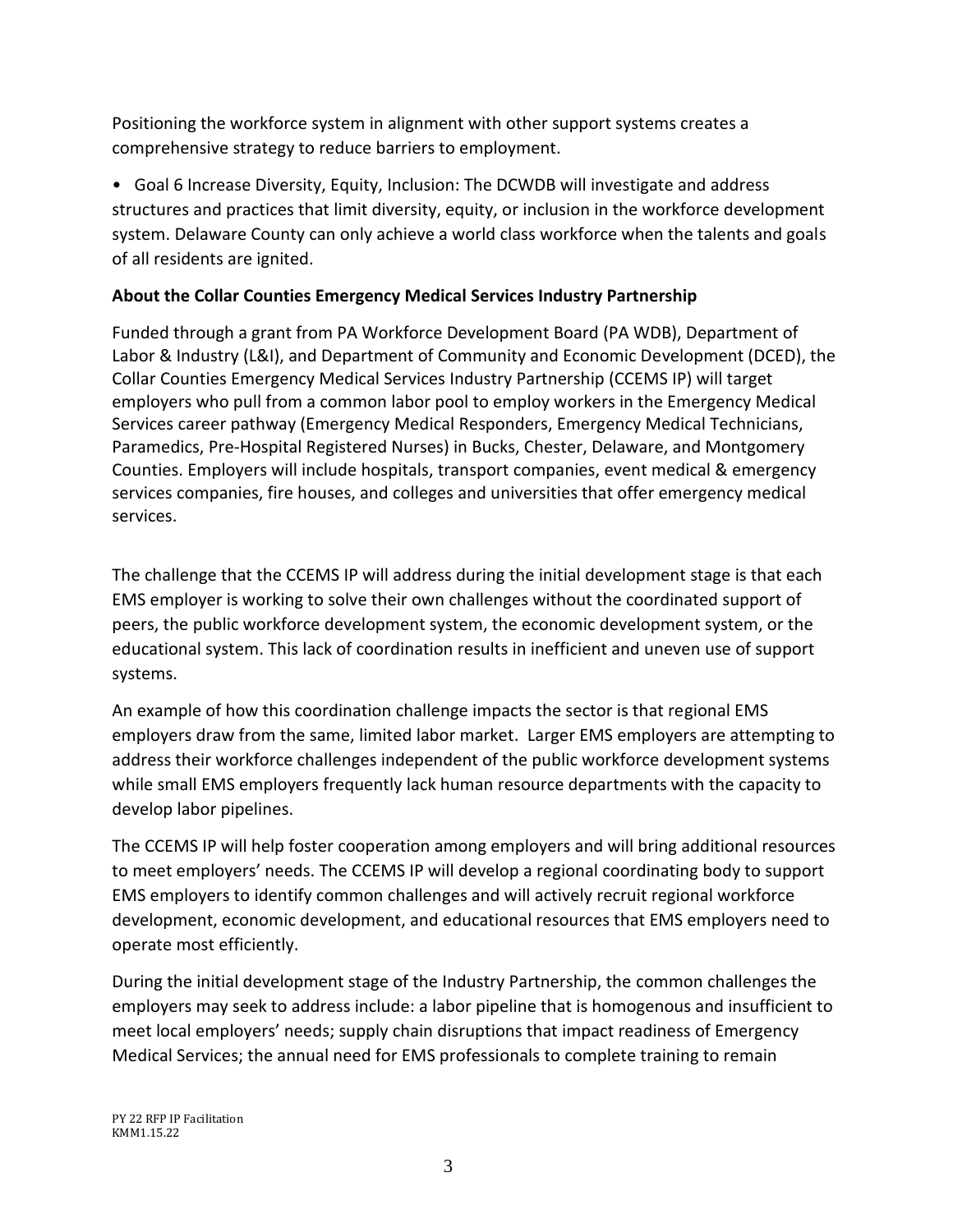Positioning the workforce system in alignment with other support systems creates a comprehensive strategy to reduce barriers to employment.

- Goal 6 Increase Diversity, Equity, Inclusion: The DCWDB will investigate and address structures and practices that limit diversity, equity, or inclusion in the workforce development system. Delaware County can only achieve a world class workforce when the talents and goals of all residents are ignited.

**About the Collar Counties Emergency Medical Services Industry Partnership**

Funded through a grant from PA Workforce Development Board (PA WDB), Department of Labor & Industry (L&I), and Department of Community and Economic Development (DCED), the Collar Counties Emergency Medical Services Industry Partnership (CCEMS IP) will target employers who pull from a common labor pool to employ workers in the Emergency Medical Services career pathway (Emergency Medical Responders, Emergency Medical Technicians, Paramedics, Pre-Hospital Registered Nurses) in Bucks, Chester, Delaware, and Montgomery Counties. Employers will include hospitals, transport companies, event medical & emergency services companies, fire houses, and colleges and universities that offer emergency medical services.

The challenge that the CCEMS IP will address during the initial development stage is that each EMS employer is working to solve their own challenges without the coordinated support of peers, the public workforce development system, the economic development system, or the educational system. This lack of coordination results in inefficient and uneven use of support systems.

An example of how this coordination challenge impacts the sector is that regional EMS employers draw from the same, limited labor market. Larger EMS employers are attempting to address their workforce challenges independent of the public workforce development systems while small EMS employers frequently lack human resource departments with the capacity to develop labor pipelines.

The CCEMS IP will help foster cooperation among employers and will bring additional resources to meet employers' needs. The CCEMS IP will develop a regional coordinating body to support EMS employers to identify common challenges and will actively recruit regional workforce development, economic development, and educational resources that EMS employers need to operate most efficiently.

During the initial development stage of the Industry Partnership, the common challenges the employers may seek to address include: a labor pipeline that is homogenous and insufficient to meet local employers' needs; supply chain disruptions that impact readiness of Emergency Medical Services; the annual need for EMS professionals to complete training to remain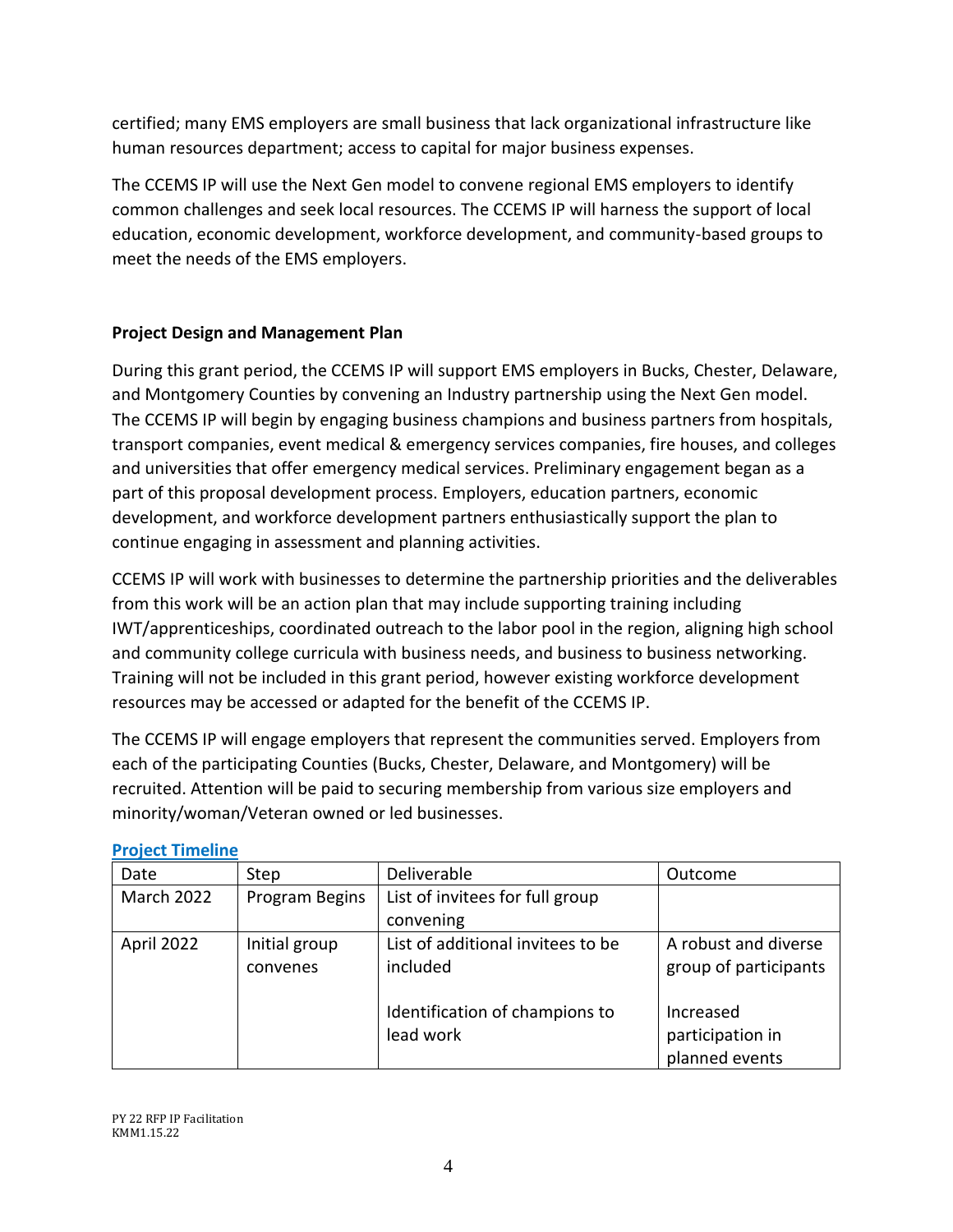certified; many EMS employers are small business that lack organizational infrastructure like human resources department; access to capital for major business expenses.

The CCEMS IP will use the Next Gen model to convene regional EMS employers to identify common challenges and seek local resources. The CCEMS IP will harness the support of local education, economic development, workforce development, and community-based groups to meet the needs of the EMS employers.

**Project Design and Management Plan**

During this grant period, the CCEMS IP will support EMS employers in Bucks, Chester, Delaware, and Montgomery Counties by convening an Industry partnership using the Next Gen model. The CCEMS IP will begin by engaging business champions and business partners from hospitals, transport companies, event medical & emergency services companies, fire houses, and colleges and universities that offer emergency medical services. Preliminary engagement began as a part of this proposal development process. Employers, education partners, economic development, and workforce development partners enthusiastically support the plan to continue engaging in assessment and planning activities.

CCEMS IP will work with businesses to determine the partnership priorities and the deliverables from this work will be an action plan that may include supporting training including IWT/apprenticeships, coordinated outreach to the labor pool in the region, aligning high school and community college curricula with business needs, and business to business networking. Training will not be included in this grant period, however existing workforce development resources may be accessed or adapted for the benefit of the CCEMS IP.

The CCEMS IP will engage employers that represent the communities served. Employers from each of the participating Counties (Bucks, Chester, Delaware, and Montgomery) will be recruited. Attention will be paid to securing membership from various size employers and minority/woman/Veteran owned or led businesses.

**Project Timeline**

| Date | Step | Deliverable | Outcome |
|---|---|---|---|
| March 2022 | Program Begins | List of invitees for full group convening | |
| April 2022 | Initial group convenes | List of additional invitees to be included<br><br>Identification of champions to lead work | A robust and diverse group of participants<br><br>Increased participation in planned events |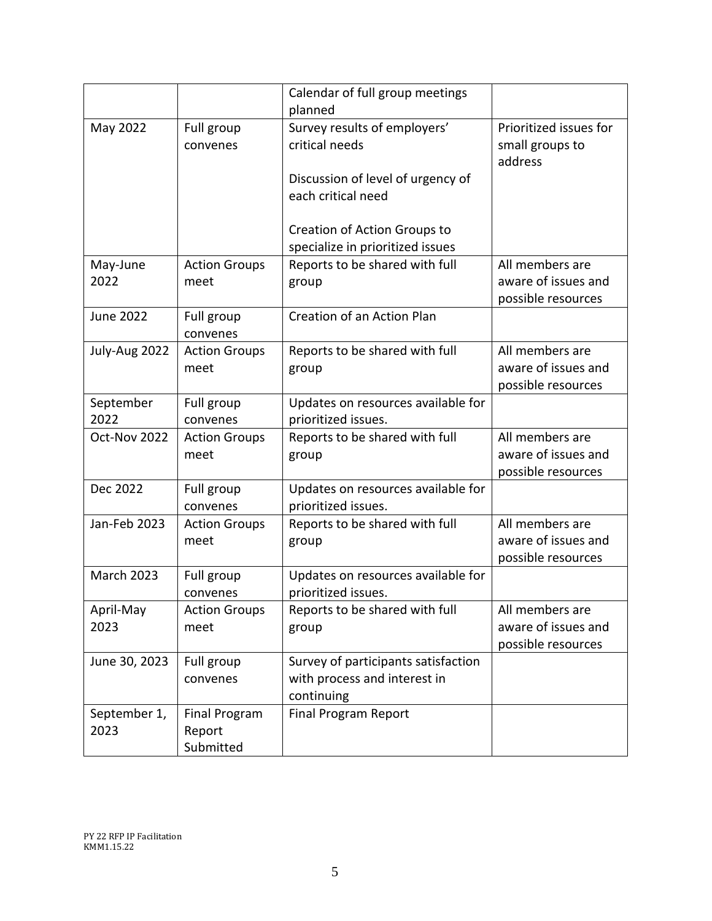| | | | |
|---|---|---|---|
| | | Calendar of full group meetings planned | |
| May 2022 | Full group convenes | Survey results of employers' critical needs<br><br>Discussion of level of urgency of each critical need<br><br>Creation of Action Groups to specialize in prioritized issues | Prioritized issues for small groups to address |
| May-June 2022 | Action Groups meet | Reports to be shared with full group | All members are aware of issues and possible resources |
| June 2022 | Full group convenes | Creation of an Action Plan | |
| July-Aug 2022 | Action Groups meet | Reports to be shared with full group | All members are aware of issues and possible resources |
| September 2022 | Full group convenes | Updates on resources available for prioritized issues. | |
| Oct-Nov 2022 | Action Groups meet | Reports to be shared with full group | All members are aware of issues and possible resources |
| Dec 2022 | Full group convenes | Updates on resources available for prioritized issues. | |
| Jan-Feb 2023 | Action Groups meet | Reports to be shared with full group | All members are aware of issues and possible resources |
| March 2023 | Full group convenes | Updates on resources available for prioritized issues. | |
| April-May 2023 | Action Groups meet | Reports to be shared with full group | All members are aware of issues and possible resources |
| June 30, 2023 | Full group convenes | Survey of participants satisfaction with process and interest in continuing | |
| September 1, 2023 | Final Program Report Submitted | Final Program Report | |

PY 22 RFP IP Facilitation
KMM1.15.22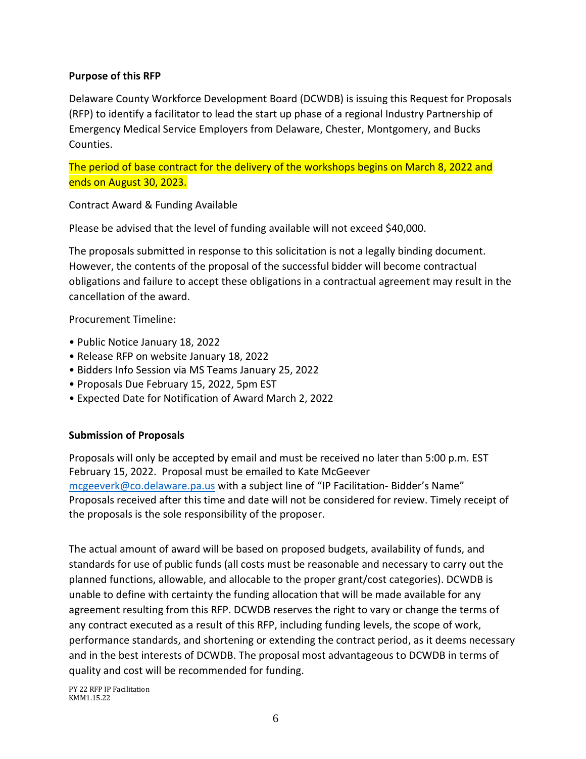**Purpose of this RFP**

Delaware County Workforce Development Board (DCWDB) is issuing this Request for Proposals (RFP) to identify a facilitator to lead the start up phase of a regional Industry Partnership of Emergency Medical Service Employers from Delaware, Chester, Montgomery, and Bucks Counties.

The period of base contract for the delivery of the workshops begins on March 8, 2022 and ends on August 30, 2023.

Contract Award & Funding Available

Please be advised that the level of funding available will not exceed $40,000.

The proposals submitted in response to this solicitation is not a legally binding document. However, the contents of the proposal of the successful bidder will become contractual obligations and failure to accept these obligations in a contractual agreement may result in the cancellation of the award.

Procurement Timeline:

- Public Notice January 18, 2022
- Release RFP on website January 18, 2022
- Bidders Info Session via MS Teams January 25, 2022
- Proposals Due February 15, 2022, 5pm EST
- Expected Date for Notification of Award March 2, 2022

**Submission of Proposals**

Proposals will only be accepted by email and must be received no later than 5:00 p.m. EST February 15, 2022. Proposal must be emailed to Kate McGeever mcgeeverk@co.delaware.pa.us with a subject line of "IP Facilitation- Bidder's Name" Proposals received after this time and date will not be considered for review. Timely receipt of the proposals is the sole responsibility of the proposer.

The actual amount of award will be based on proposed budgets, availability of funds, and standards for use of public funds (all costs must be reasonable and necessary to carry out the planned functions, allowable, and allocable to the proper grant/cost categories). DCWDB is unable to define with certainty the funding allocation that will be made available for any agreement resulting from this RFP. DCWDB reserves the right to vary or change the terms of any contract executed as a result of this RFP, including funding levels, the scope of work, performance standards, and shortening or extending the contract period, as it deems necessary and in the best interests of DCWDB. The proposal most advantageous to DCWDB in terms of quality and cost will be recommended for funding.

PY 22 RFP IP Facilitation
KMM1.15.22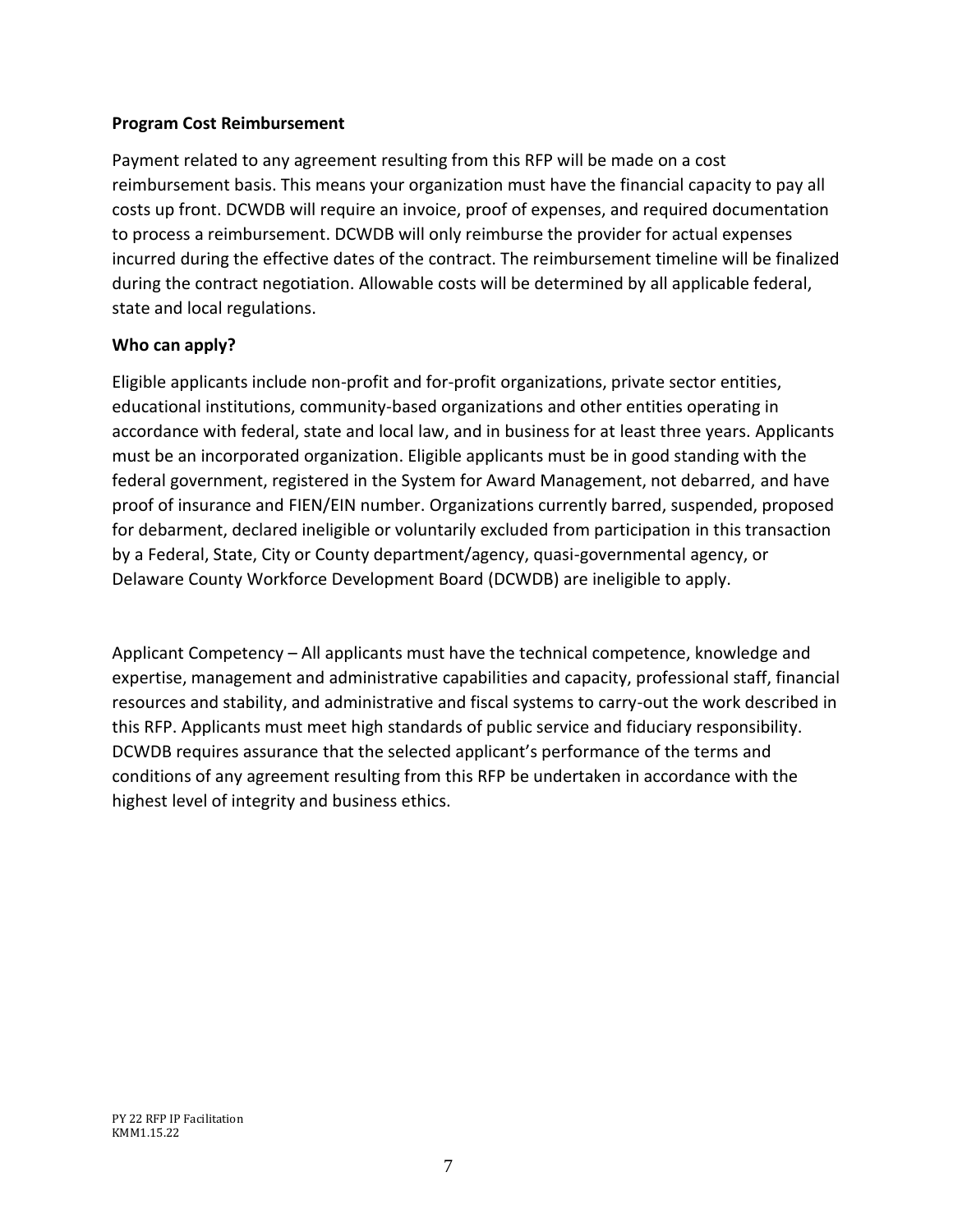**Program Cost Reimbursement**

Payment related to any agreement resulting from this RFP will be made on a cost reimbursement basis. This means your organization must have the financial capacity to pay all costs up front. DCWDB will require an invoice, proof of expenses, and required documentation to process a reimbursement. DCWDB will only reimburse the provider for actual expenses incurred during the effective dates of the contract. The reimbursement timeline will be finalized during the contract negotiation. Allowable costs will be determined by all applicable federal, state and local regulations.

**Who can apply?**

Eligible applicants include non-profit and for-profit organizations, private sector entities, educational institutions, community-based organizations and other entities operating in accordance with federal, state and local law, and in business for at least three years. Applicants must be an incorporated organization. Eligible applicants must be in good standing with the federal government, registered in the System for Award Management, not debarred, and have proof of insurance and FIEN/EIN number. Organizations currently barred, suspended, proposed for debarment, declared ineligible or voluntarily excluded from participation in this transaction by a Federal, State, City or County department/agency, quasi-governmental agency, or Delaware County Workforce Development Board (DCWDB) are ineligible to apply.

Applicant Competency – All applicants must have the technical competence, knowledge and expertise, management and administrative capabilities and capacity, professional staff, financial resources and stability, and administrative and fiscal systems to carry-out the work described in this RFP. Applicants must meet high standards of public service and fiduciary responsibility. DCWDB requires assurance that the selected applicant's performance of the terms and conditions of any agreement resulting from this RFP be undertaken in accordance with the highest level of integrity and business ethics.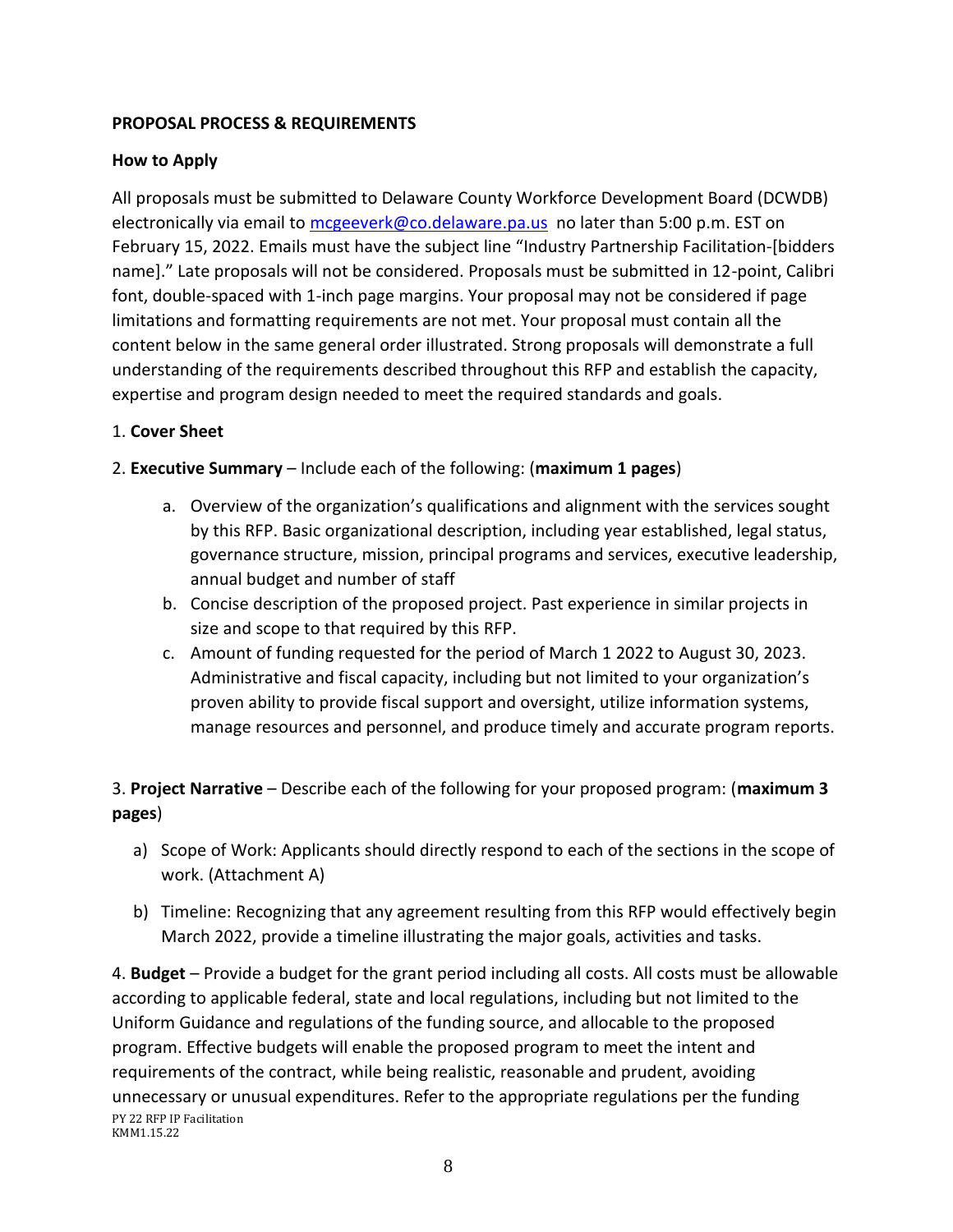**PROPOSAL PROCESS & REQUIREMENTS**

**How to Apply**

All proposals must be submitted to Delaware County Workforce Development Board (DCWDB) electronically via email to mcgeeverk@co.delaware.pa.us no later than 5:00 p.m. EST on February 15, 2022. Emails must have the subject line "Industry Partnership Facilitation-[bidders name]." Late proposals will not be considered. Proposals must be submitted in 12-point, Calibri font, double-spaced with 1-inch page margins. Your proposal may not be considered if page limitations and formatting requirements are not met. Your proposal must contain all the content below in the same general order illustrated. Strong proposals will demonstrate a full understanding of the requirements described throughout this RFP and establish the capacity, expertise and program design needed to meet the required standards and goals.

1. **Cover Sheet**

2. **Executive Summary** – Include each of the following: (**maximum 1 pages**)

   a. Overview of the organization's qualifications and alignment with the services sought by this RFP. Basic organizational description, including year established, legal status, governance structure, mission, principal programs and services, executive leadership, annual budget and number of staff

   b. Concise description of the proposed project. Past experience in similar projects in size and scope to that required by this RFP.

   c. Amount of funding requested for the period of March 1 2022 to August 30, 2023. Administrative and fiscal capacity, including but not limited to your organization's proven ability to provide fiscal support and oversight, utilize information systems, manage resources and personnel, and produce timely and accurate program reports.

3. **Project Narrative** – Describe each of the following for your proposed program: (**maximum 3 pages**)

   a) Scope of Work: Applicants should directly respond to each of the sections in the scope of work. (Attachment A)

   b) Timeline: Recognizing that any agreement resulting from this RFP would effectively begin March 2022, provide a timeline illustrating the major goals, activities and tasks.

4. **Budget** – Provide a budget for the grant period including all costs. All costs must be allowable according to applicable federal, state and local regulations, including but not limited to the Uniform Guidance and regulations of the funding source, and allocable to the proposed program. Effective budgets will enable the proposed program to meet the intent and requirements of the contract, while being realistic, reasonable and prudent, avoiding unnecessary or unusual expenditures. Refer to the appropriate regulations per the funding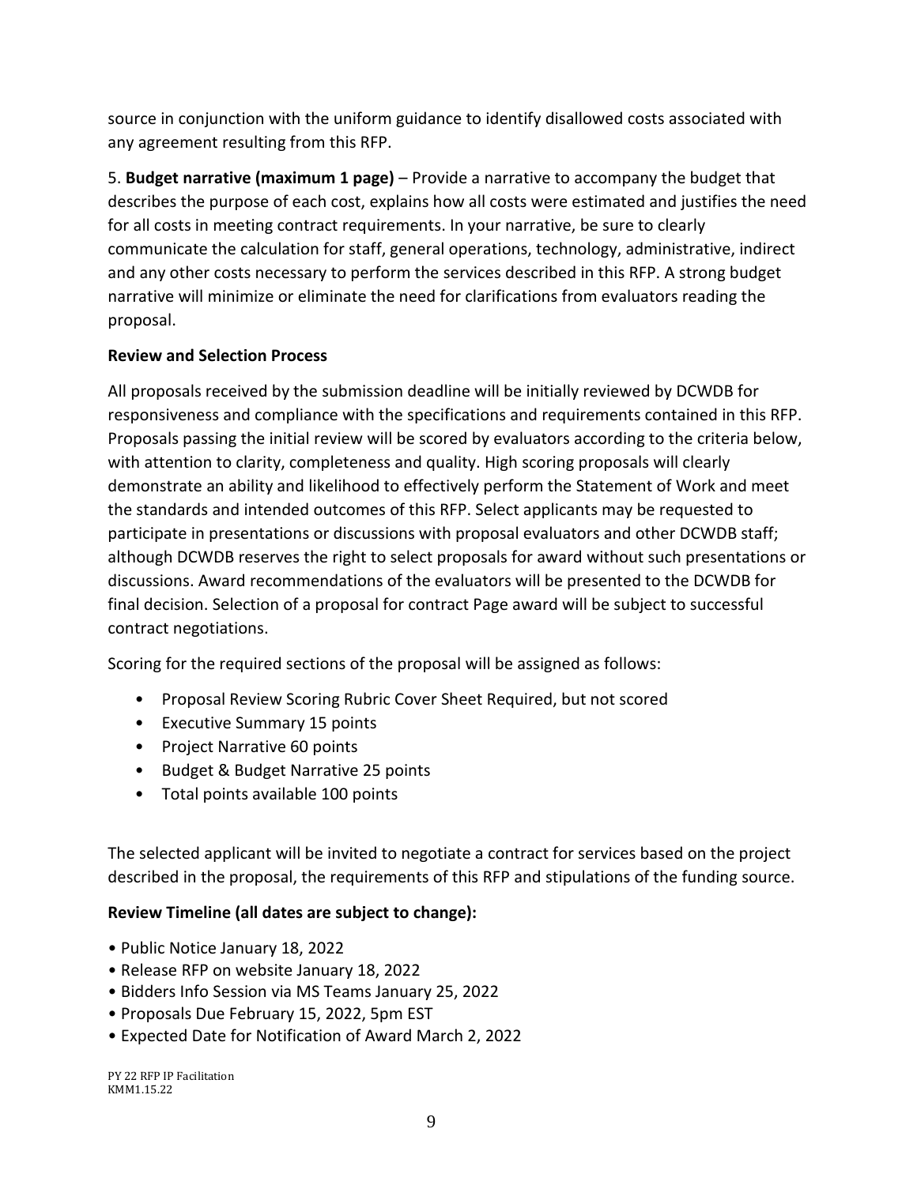source in conjunction with the uniform guidance to identify disallowed costs associated with any agreement resulting from this RFP.

5. **Budget narrative (maximum 1 page)** – Provide a narrative to accompany the budget that describes the purpose of each cost, explains how all costs were estimated and justifies the need for all costs in meeting contract requirements. In your narrative, be sure to clearly communicate the calculation for staff, general operations, technology, administrative, indirect and any other costs necessary to perform the services described in this RFP. A strong budget narrative will minimize or eliminate the need for clarifications from evaluators reading the proposal.

**Review and Selection Process**

All proposals received by the submission deadline will be initially reviewed by DCWDB for responsiveness and compliance with the specifications and requirements contained in this RFP. Proposals passing the initial review will be scored by evaluators according to the criteria below, with attention to clarity, completeness and quality. High scoring proposals will clearly demonstrate an ability and likelihood to effectively perform the Statement of Work and meet the standards and intended outcomes of this RFP. Select applicants may be requested to participate in presentations or discussions with proposal evaluators and other DCWDB staff; although DCWDB reserves the right to select proposals for award without such presentations or discussions. Award recommendations of the evaluators will be presented to the DCWDB for final decision. Selection of a proposal for contract Page award will be subject to successful contract negotiations.

Scoring for the required sections of the proposal will be assigned as follows:

- Proposal Review Scoring Rubric Cover Sheet Required, but not scored
- Executive Summary 15 points
- Project Narrative 60 points
- Budget & Budget Narrative 25 points
- Total points available 100 points

The selected applicant will be invited to negotiate a contract for services based on the project described in the proposal, the requirements of this RFP and stipulations of the funding source.

**Review Timeline (all dates are subject to change):**

- Public Notice January 18, 2022
- Release RFP on website January 18, 2022
- Bidders Info Session via MS Teams January 25, 2022
- Proposals Due February 15, 2022, 5pm EST
- Expected Date for Notification of Award March 2, 2022

PY 22 RFP IP Facilitation
KMM1.15.22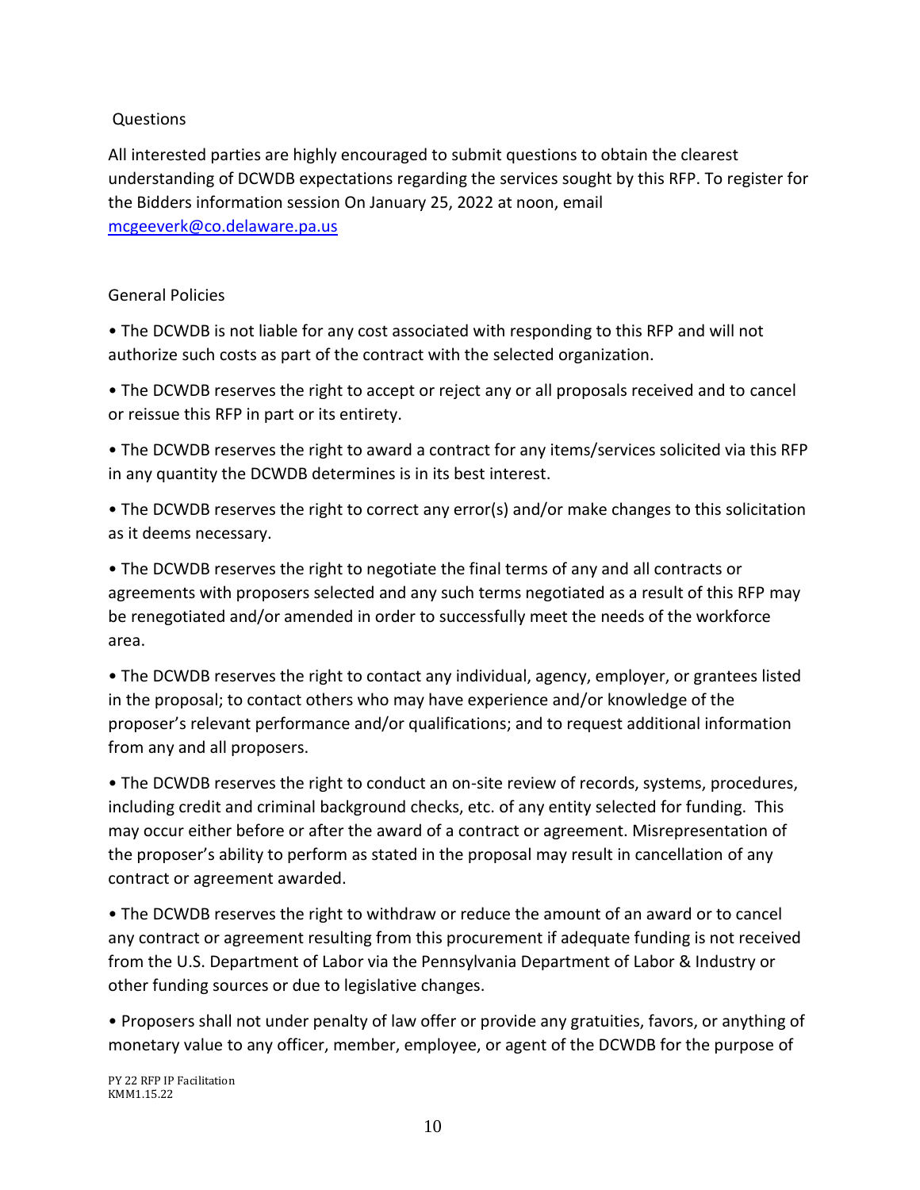## Questions

All interested parties are highly encouraged to submit questions to obtain the clearest understanding of DCWDB expectations regarding the services sought by this RFP. To register for the Bidders information session On January 25, 2022 at noon, email mcgeeverk@co.delaware.pa.us

## General Policies

- The DCWDB is not liable for any cost associated with responding to this RFP and will not authorize such costs as part of the contract with the selected organization.
- The DCWDB reserves the right to accept or reject any or all proposals received and to cancel or reissue this RFP in part or its entirety.
- The DCWDB reserves the right to award a contract for any items/services solicited via this RFP in any quantity the DCWDB determines is in its best interest.
- The DCWDB reserves the right to correct any error(s) and/or make changes to this solicitation as it deems necessary.
- The DCWDB reserves the right to negotiate the final terms of any and all contracts or agreements with proposers selected and any such terms negotiated as a result of this RFP may be renegotiated and/or amended in order to successfully meet the needs of the workforce area.
- The DCWDB reserves the right to contact any individual, agency, employer, or grantees listed in the proposal; to contact others who may have experience and/or knowledge of the proposer's relevant performance and/or qualifications; and to request additional information from any and all proposers.
- The DCWDB reserves the right to conduct an on-site review of records, systems, procedures, including credit and criminal background checks, etc. of any entity selected for funding. This may occur either before or after the award of a contract or agreement. Misrepresentation of the proposer's ability to perform as stated in the proposal may result in cancellation of any contract or agreement awarded.
- The DCWDB reserves the right to withdraw or reduce the amount of an award or to cancel any contract or agreement resulting from this procurement if adequate funding is not received from the U.S. Department of Labor via the Pennsylvania Department of Labor & Industry or other funding sources or due to legislative changes.
- Proposers shall not under penalty of law offer or provide any gratuities, favors, or anything of monetary value to any officer, member, employee, or agent of the DCWDB for the purpose of

PY 22 RFP IP Facilitation
KMM1.15.22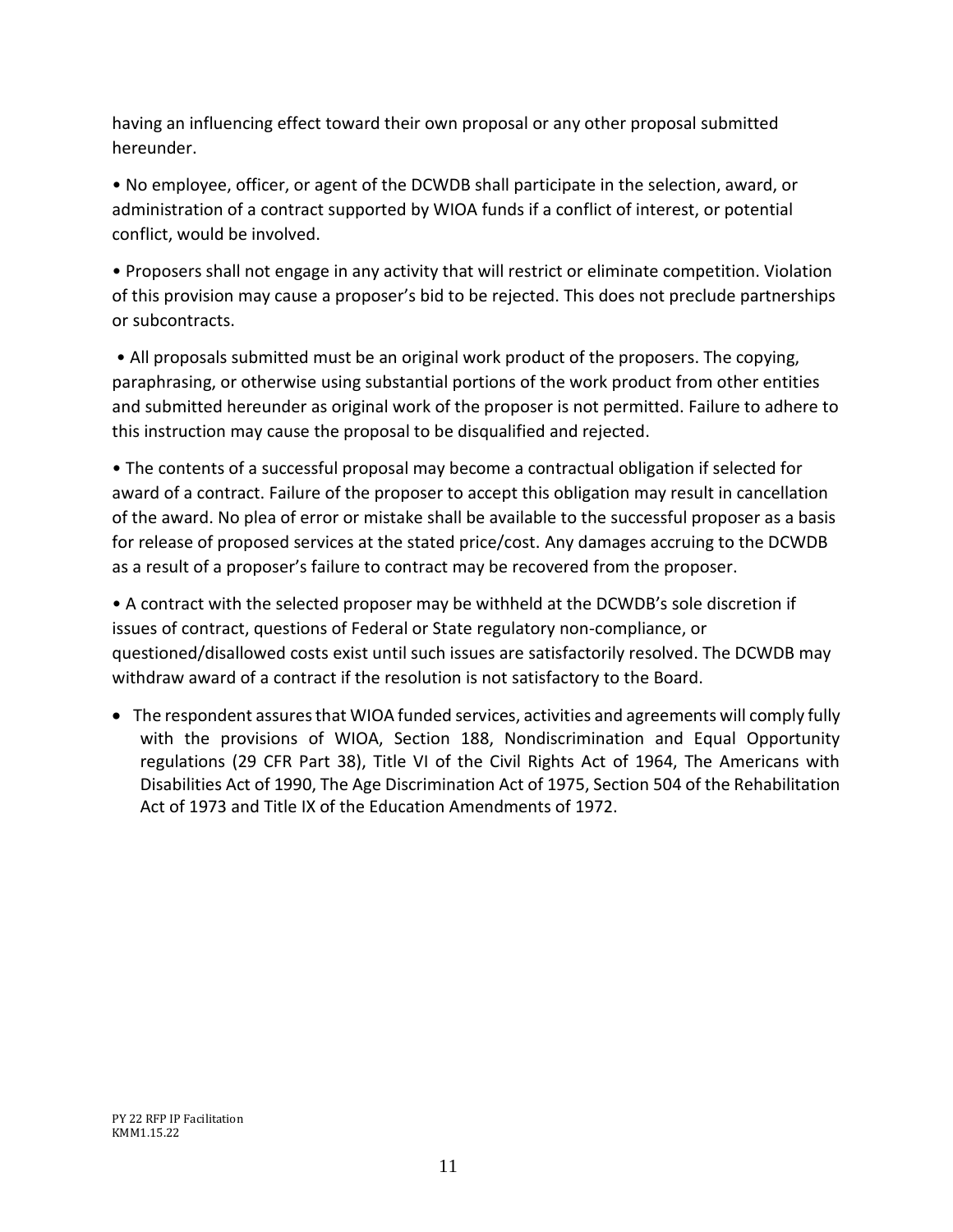having an influencing effect toward their own proposal or any other proposal submitted hereunder.

- No employee, officer, or agent of the DCWDB shall participate in the selection, award, or administration of a contract supported by WIOA funds if a conflict of interest, or potential conflict, would be involved.
- Proposers shall not engage in any activity that will restrict or eliminate competition. Violation of this provision may cause a proposer's bid to be rejected. This does not preclude partnerships or subcontracts.
- All proposals submitted must be an original work product of the proposers. The copying, paraphrasing, or otherwise using substantial portions of the work product from other entities and submitted hereunder as original work of the proposer is not permitted. Failure to adhere to this instruction may cause the proposal to be disqualified and rejected.
- The contents of a successful proposal may become a contractual obligation if selected for award of a contract. Failure of the proposer to accept this obligation may result in cancellation of the award. No plea of error or mistake shall be available to the successful proposer as a basis for release of proposed services at the stated price/cost. Any damages accruing to the DCWDB as a result of a proposer's failure to contract may be recovered from the proposer.
- A contract with the selected proposer may be withheld at the DCWDB's sole discretion if issues of contract, questions of Federal or State regulatory non-compliance, or questioned/disallowed costs exist until such issues are satisfactorily resolved. The DCWDB may withdraw award of a contract if the resolution is not satisfactory to the Board.
- The respondent assures that WIOA funded services, activities and agreements will comply fully with the provisions of WIOA, Section 188, Nondiscrimination and Equal Opportunity regulations (29 CFR Part 38), Title VI of the Civil Rights Act of 1964, The Americans with Disabilities Act of 1990, The Age Discrimination Act of 1975, Section 504 of the Rehabilitation Act of 1973 and Title IX of the Education Amendments of 1972.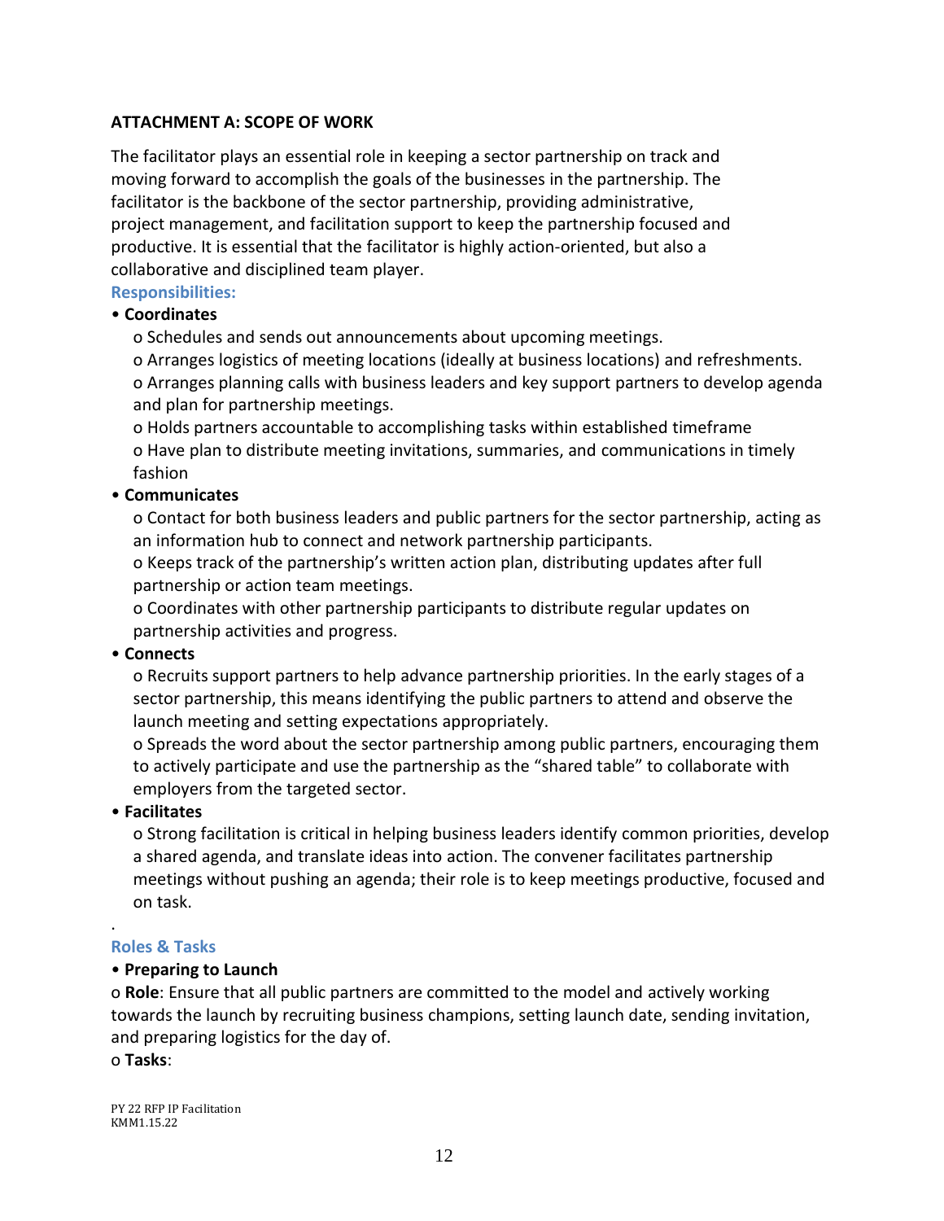**ATTACHMENT A: SCOPE OF WORK**

The facilitator plays an essential role in keeping a sector partnership on track and moving forward to accomplish the goals of the businesses in the partnership. The facilitator is the backbone of the sector partnership, providing administrative, project management, and facilitation support to keep the partnership focused and productive. It is essential that the facilitator is highly action-oriented, but also a collaborative and disciplined team player.

**Responsibilities:**

- **Coordinates**
  - Schedules and sends out announcements about upcoming meetings.
  - Arranges logistics of meeting locations (ideally at business locations) and refreshments.
  - Arranges planning calls with business leaders and key support partners to develop agenda and plan for partnership meetings.
  - Holds partners accountable to accomplishing tasks within established timeframe
  - Have plan to distribute meeting invitations, summaries, and communications in timely fashion
- **Communicates**
  - Contact for both business leaders and public partners for the sector partnership, acting as an information hub to connect and network partnership participants.
  - Keeps track of the partnership's written action plan, distributing updates after full partnership or action team meetings.
  - Coordinates with other partnership participants to distribute regular updates on partnership activities and progress.
- **Connects**
  - Recruits support partners to help advance partnership priorities. In the early stages of a sector partnership, this means identifying the public partners to attend and observe the launch meeting and setting expectations appropriately.
  - Spreads the word about the sector partnership among public partners, encouraging them to actively participate and use the partnership as the "shared table" to collaborate with employers from the targeted sector.
- **Facilitates**
  - Strong facilitation is critical in helping business leaders identify common priorities, develop a shared agenda, and translate ideas into action. The convener facilitates partnership meetings without pushing an agenda; their role is to keep meetings productive, focused and on task.

.

**Roles & Tasks**

- **Preparing to Launch**

  - **Role**: Ensure that all public partners are committed to the model and actively working towards the launch by recruiting business champions, setting launch date, sending invitation, and preparing logistics for the day of.
  - **Tasks**: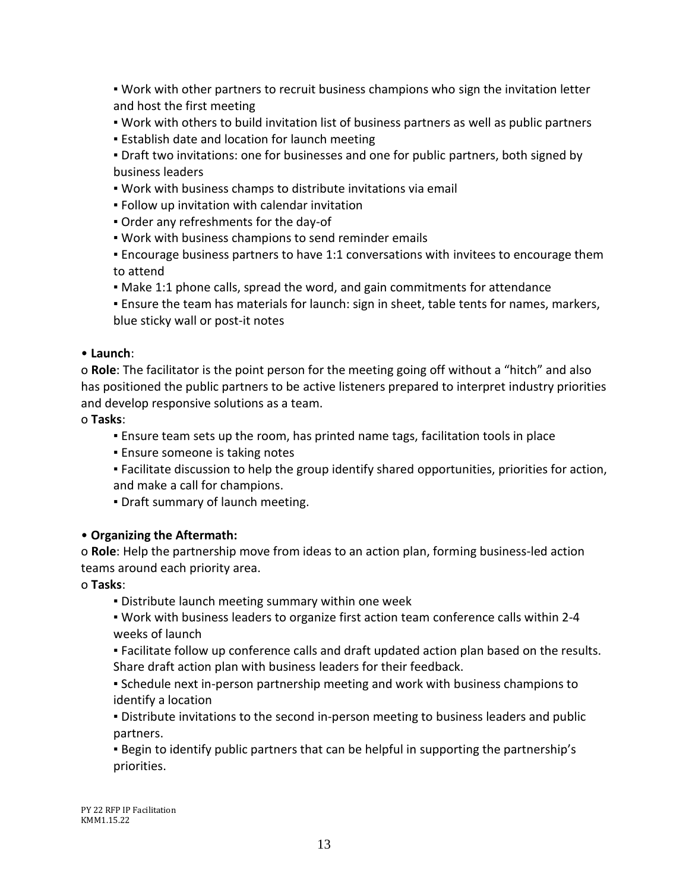- Work with other partners to recruit business champions who sign the invitation letter and host the first meeting
- Work with others to build invitation list of business partners as well as public partners
- Establish date and location for launch meeting
- Draft two invitations: one for businesses and one for public partners, both signed by business leaders
- Work with business champs to distribute invitations via email
- Follow up invitation with calendar invitation
- Order any refreshments for the day-of
- Work with business champions to send reminder emails
- Encourage business partners to have 1:1 conversations with invitees to encourage them to attend
- Make 1:1 phone calls, spread the word, and gain commitments for attendance
- Ensure the team has materials for launch: sign in sheet, table tents for names, markers, blue sticky wall or post-it notes

- **Launch**:
  - **Role**: The facilitator is the point person for the meeting going off without a "hitch" and also has positioned the public partners to be active listeners prepared to interpret industry priorities and develop responsive solutions as a team.
  - **Tasks**:
    - Ensure team sets up the room, has printed name tags, facilitation tools in place
    - Ensure someone is taking notes
    - Facilitate discussion to help the group identify shared opportunities, priorities for action, and make a call for champions.
    - Draft summary of launch meeting.

- **Organizing the Aftermath:**
  - **Role**: Help the partnership move from ideas to an action plan, forming business-led action teams around each priority area.
  - **Tasks**:
    - Distribute launch meeting summary within one week
    - Work with business leaders to organize first action team conference calls within 2-4 weeks of launch
    - Facilitate follow up conference calls and draft updated action plan based on the results. Share draft action plan with business leaders for their feedback.
    - Schedule next in-person partnership meeting and work with business champions to identify a location
    - Distribute invitations to the second in-person meeting to business leaders and public partners.
    - Begin to identify public partners that can be helpful in supporting the partnership's priorities.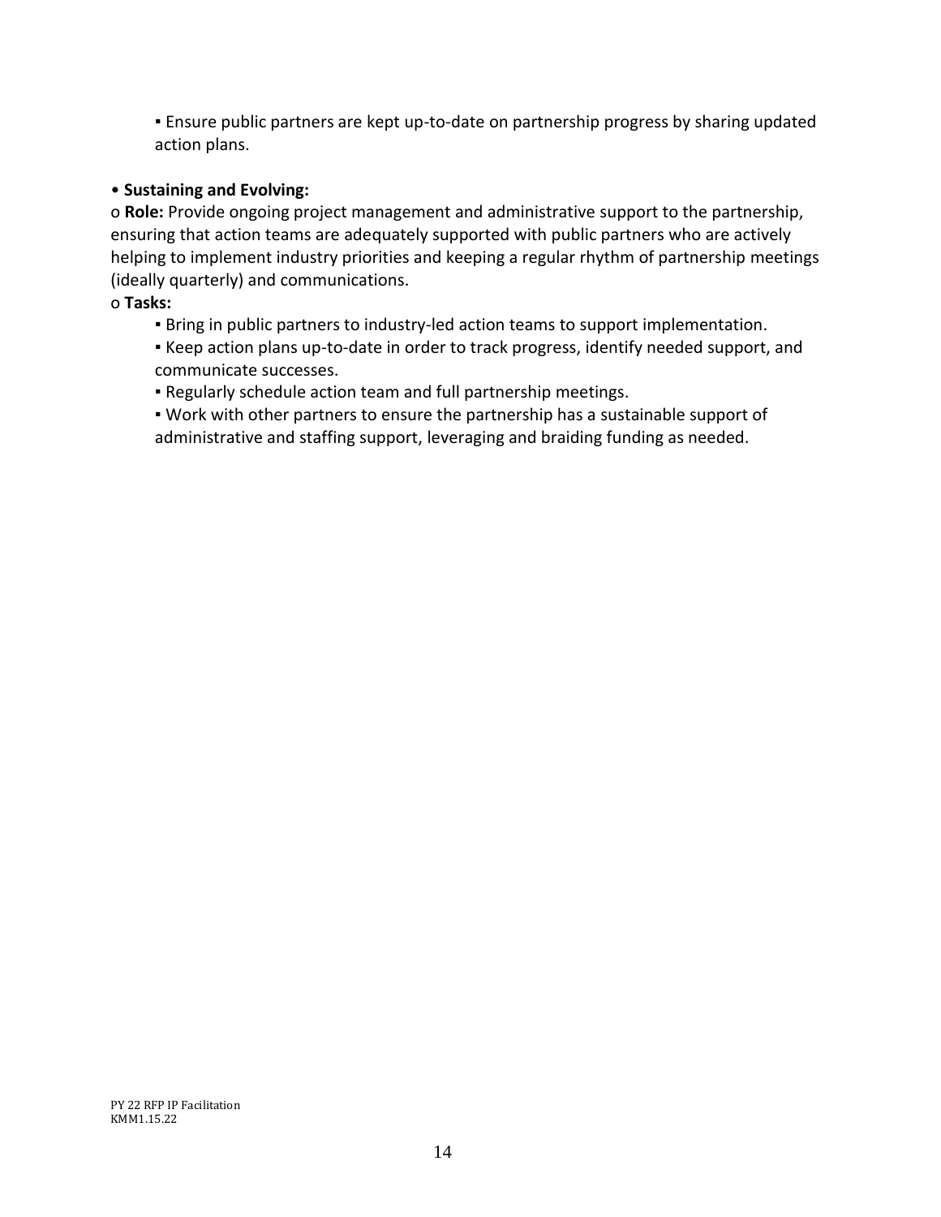- Ensure public partners are kept up-to-date on partnership progress by sharing updated action plans.

- **Sustaining and Evolving:**
  - **Role:** Provide ongoing project management and administrative support to the partnership, ensuring that action teams are adequately supported with public partners who are actively helping to implement industry priorities and keeping a regular rhythm of partnership meetings (ideally quarterly) and communications.
  - **Tasks:**
    - Bring in public partners to industry-led action teams to support implementation.
    - Keep action plans up-to-date in order to track progress, identify needed support, and communicate successes.
    - Regularly schedule action team and full partnership meetings.
    - Work with other partners to ensure the partnership has a sustainable support of administrative and staffing support, leveraging and braiding funding as needed.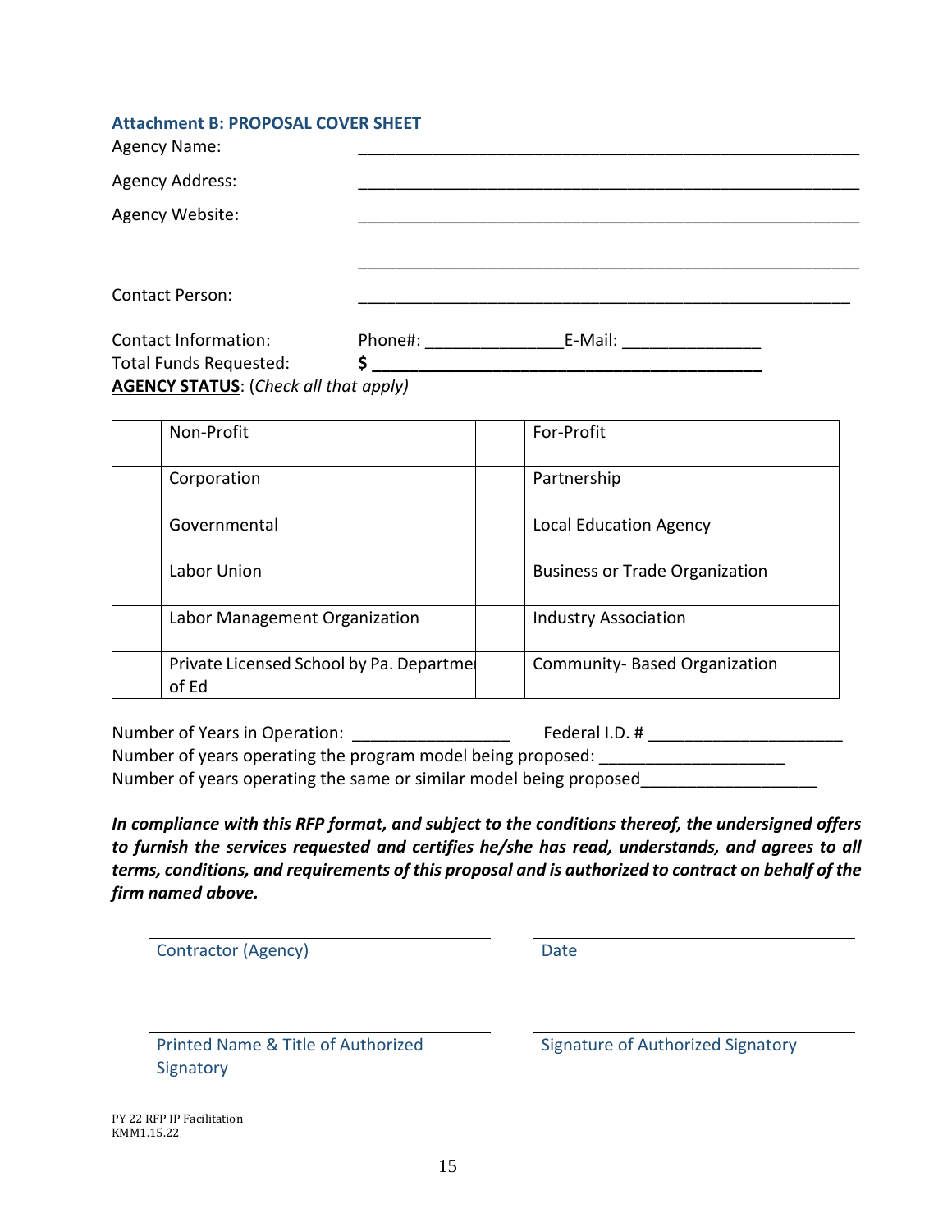### Attachment B: PROPOSAL COVER SHEET

Agency Name: _______________________________________________________

Agency Address: _______________________________________________________

Agency Website: _______________________________________________________

_______________________________________________________

Contact Person: _______________________________________________________

Contact Information: Phone#: _______________E-Mail: _______________

Total Funds Requested: $ ___________________________________________

**AGENCY STATUS**: (*Check all that apply)*

| | | | |
|---|---|---|---|
| | Non-Profit | | For-Profit |
| | Corporation | | Partnership |
| | Governmental | | Local Education Agency |
| | Labor Union | | Business or Trade Organization |
| | Labor Management Organization | | Industry Association |
| | Private Licensed School by Pa. Departme of Ed | | Community- Based Organization |

Number of Years in Operation: _________________ Federal I.D. # _____________________

Number of years operating the program model being proposed: ____________________

Number of years operating the same or similar model being proposed___________________

***In compliance with this RFP format, and subject to the conditions thereof, the undersigned offers to furnish the services requested and certifies he/she has read, understands, and agrees to all terms, conditions, and requirements of this proposal and is authorized to contract on behalf of the firm named above.***

_______________________________ _______________________________

Contractor (Agency) Date

_______________________________ _______________________________

Printed Name & Title of Authorized Signatory Signature of Authorized Signatory

PY 22 RFP IP Facilitation
KMM1.15.22